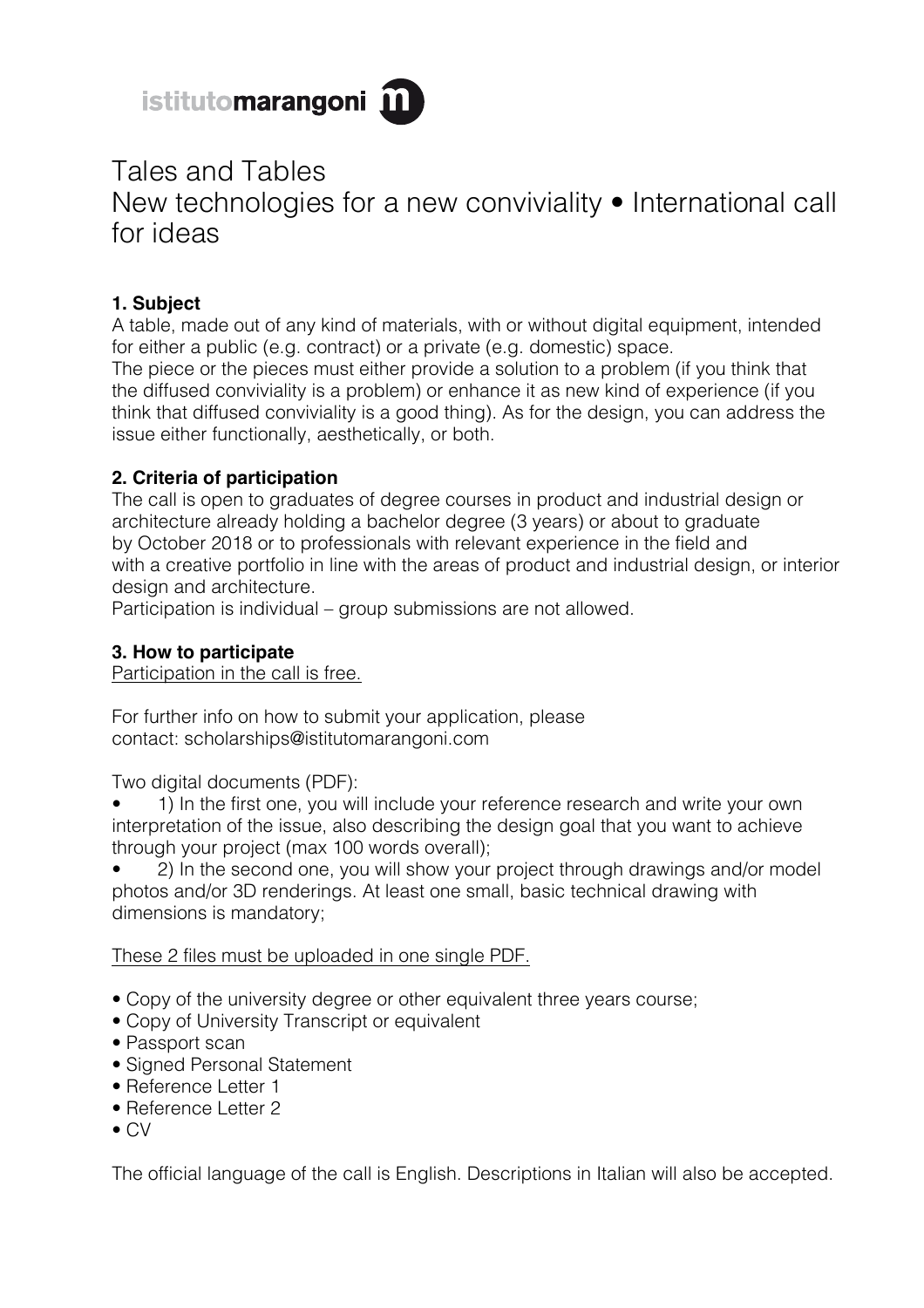istitutomarangoni

# Tales and Tables

## New technologies for a new conviviality • International call for ideas

### 1. Subject

A table, made out of any kind of materials, with or without digital equipment, intended for either a public (e.g. contract) or a private (e.g. domestic) space.
The piece or the pieces must either provide a solution to a problem (if you think that the diffused conviviality is a problem) or enhance it as new kind of experience (if you think that diffused conviviality is a good thing). As for the design, you can address the issue either functionally, aesthetically, or both.

### 2. Criteria of participation

The call is open to graduates of degree courses in product and industrial design or architecture already holding a bachelor degree (3 years) or about to graduate by October 2018 or to professionals with relevant experience in the field and with a creative portfolio in line with the areas of product and industrial design, or interior design and architecture.
Participation is individual – group submissions are not allowed.

### 3. How to participate

Participation in the call is free.

For further info on how to submit your application, please contact: scholarships@istitutomarangoni.com

Two digital documents (PDF):

- 1) In the first one, you will include your reference research and write your own interpretation of the issue, also describing the design goal that you want to achieve through your project (max 100 words overall);
- 2) In the second one, you will show your project through drawings and/or model photos and/or 3D renderings. At least one small, basic technical drawing with dimensions is mandatory;

These 2 files must be uploaded in one single PDF.

- Copy of the university degree or other equivalent three years course;
- Copy of University Transcript or equivalent
- Passport scan
- Signed Personal Statement
- Reference Letter 1
- Reference Letter 2
- CV

The official language of the call is English. Descriptions in Italian will also be accepted.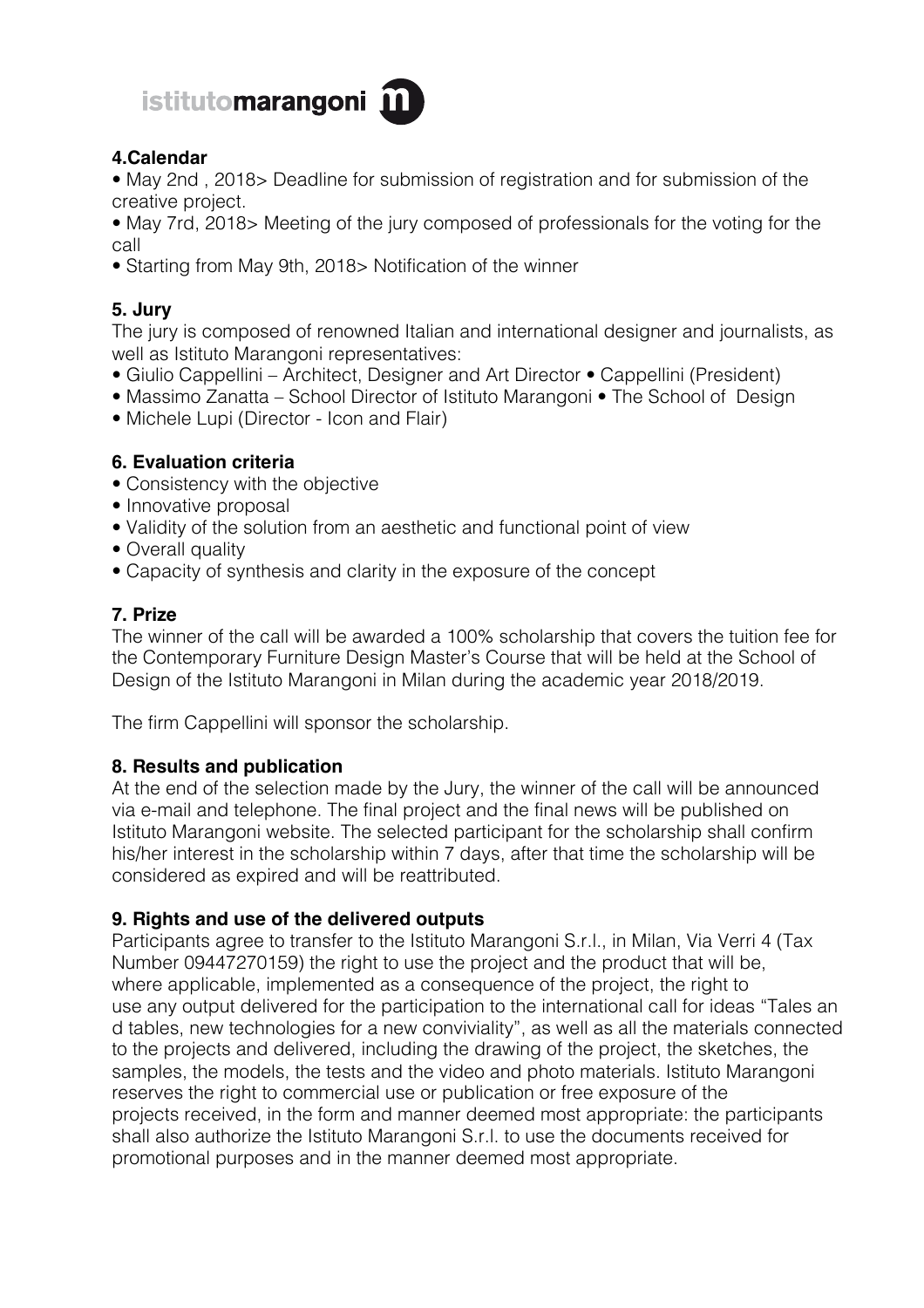## 4.Calendar

- May 2nd , 2018> Deadline for submission of registration and for submission of the creative project.
- May 7rd, 2018> Meeting of the jury composed of professionals for the voting for the call
- Starting from May 9th, 2018> Notification of the winner

## 5. Jury

The jury is composed of renowned Italian and international designer and journalists, as well as Istituto Marangoni representatives:

- Giulio Cappellini – Architect, Designer and Art Director • Cappellini (President)
- Massimo Zanatta – School Director of Istituto Marangoni • The School of Design
- Michele Lupi (Director - Icon and Flair)

## 6. Evaluation criteria

- Consistency with the objective
- Innovative proposal
- Validity of the solution from an aesthetic and functional point of view
- Overall quality
- Capacity of synthesis and clarity in the exposure of the concept

## 7. Prize

The winner of the call will be awarded a 100% scholarship that covers the tuition fee for the Contemporary Furniture Design Master's Course that will be held at the School of Design of the Istituto Marangoni in Milan during the academic year 2018/2019.

The firm Cappellini will sponsor the scholarship.

## 8. Results and publication

At the end of the selection made by the Jury, the winner of the call will be announced via e-mail and telephone. The final project and the final news will be published on Istituto Marangoni website. The selected participant for the scholarship shall confirm his/her interest in the scholarship within 7 days, after that time the scholarship will be considered as expired and will be reattributed.

## 9. Rights and use of the delivered outputs

Participants agree to transfer to the Istituto Marangoni S.r.l., in Milan, Via Verri 4 (Tax Number 09447270159) the right to use the project and the product that will be, where applicable, implemented as a consequence of the project, the right to use any output delivered for the participation to the international call for ideas "Tales an d tables, new technologies for a new conviviality", as well as all the materials connected to the projects and delivered, including the drawing of the project, the sketches, the samples, the models, the tests and the video and photo materials. Istituto Marangoni reserves the right to commercial use or publication or free exposure of the projects received, in the form and manner deemed most appropriate: the participants shall also authorize the Istituto Marangoni S.r.l. to use the documents received for promotional purposes and in the manner deemed most appropriate.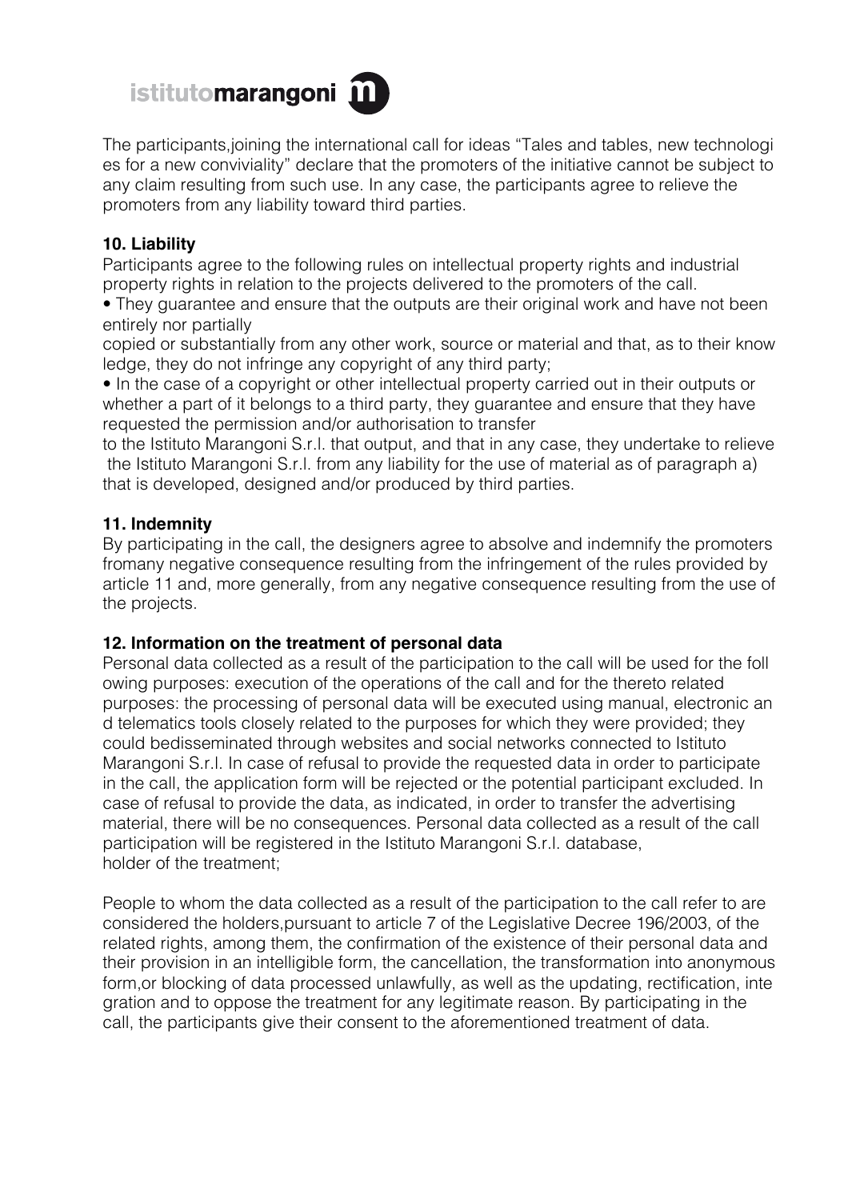The participants,joining the international call for ideas "Tales and tables, new technologi es for a new conviviality" declare that the promoters of the initiative cannot be subject to any claim resulting from such use. In any case, the participants agree to relieve the promoters from any liability toward third parties.

**10. Liability**

Participants agree to the following rules on intellectual property rights and industrial property rights in relation to the projects delivered to the promoters of the call.

• They guarantee and ensure that the outputs are their original work and have not been entirely nor partially copied or substantially from any other work, source or material and that, as to their know ledge, they do not infringe any copyright of any third party;

• In the case of a copyright or other intellectual property carried out in their outputs or whether a part of it belongs to a third party, they guarantee and ensure that they have requested the permission and/or authorisation to transfer to the Istituto Marangoni S.r.l. that output, and that in any case, they undertake to relieve the Istituto Marangoni S.r.l. from any liability for the use of material as of paragraph a) that is developed, designed and/or produced by third parties.

**11. Indemnity**

By participating in the call, the designers agree to absolve and indemnify the promoters fromany negative consequence resulting from the infringement of the rules provided by article 11 and, more generally, from any negative consequence resulting from the use of the projects.

**12. Information on the treatment of personal data**

Personal data collected as a result of the participation to the call will be used for the foll owing purposes: execution of the operations of the call and for the thereto related purposes: the processing of personal data will be executed using manual, electronic an d telematics tools closely related to the purposes for which they were provided; they could bedisseminated through websites and social networks connected to Istituto Marangoni S.r.l. In case of refusal to provide the requested data in order to participate in the call, the application form will be rejected or the potential participant excluded. In case of refusal to provide the data, as indicated, in order to transfer the advertising material, there will be no consequences. Personal data collected as a result of the call participation will be registered in the Istituto Marangoni S.r.l. database, holder of the treatment;

People to whom the data collected as a result of the participation to the call refer to are considered the holders,pursuant to article 7 of the Legislative Decree 196/2003, of the related rights, among them, the confirmation of the existence of their personal data and their provision in an intelligible form, the cancellation, the transformation into anonymous form,or blocking of data processed unlawfully, as well as the updating, rectification, inte gration and to oppose the treatment for any legitimate reason. By participating in the call, the participants give their consent to the aforementioned treatment of data.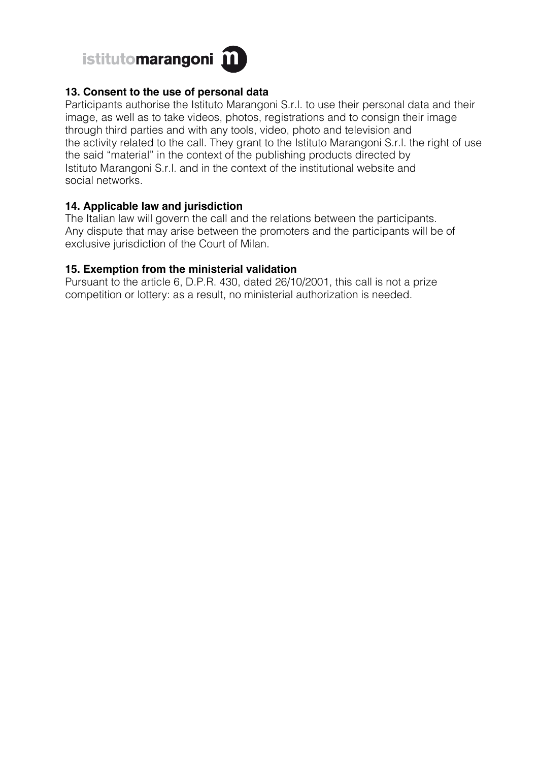### 13. Consent to the use of personal data

Participants authorise the Istituto Marangoni S.r.l. to use their personal data and their image, as well as to take videos, photos, registrations and to consign their image through third parties and with any tools, video, photo and television and the activity related to the call. They grant to the Istituto Marangoni S.r.l. the right of use the said "material" in the context of the publishing products directed by Istituto Marangoni S.r.l. and in the context of the institutional website and social networks.

### 14. Applicable law and jurisdiction

The Italian law will govern the call and the relations between the participants. Any dispute that may arise between the promoters and the participants will be of exclusive jurisdiction of the Court of Milan.

### 15. Exemption from the ministerial validation

Pursuant to the article 6, D.P.R. 430, dated 26/10/2001, this call is not a prize competition or lottery: as a result, no ministerial authorization is needed.